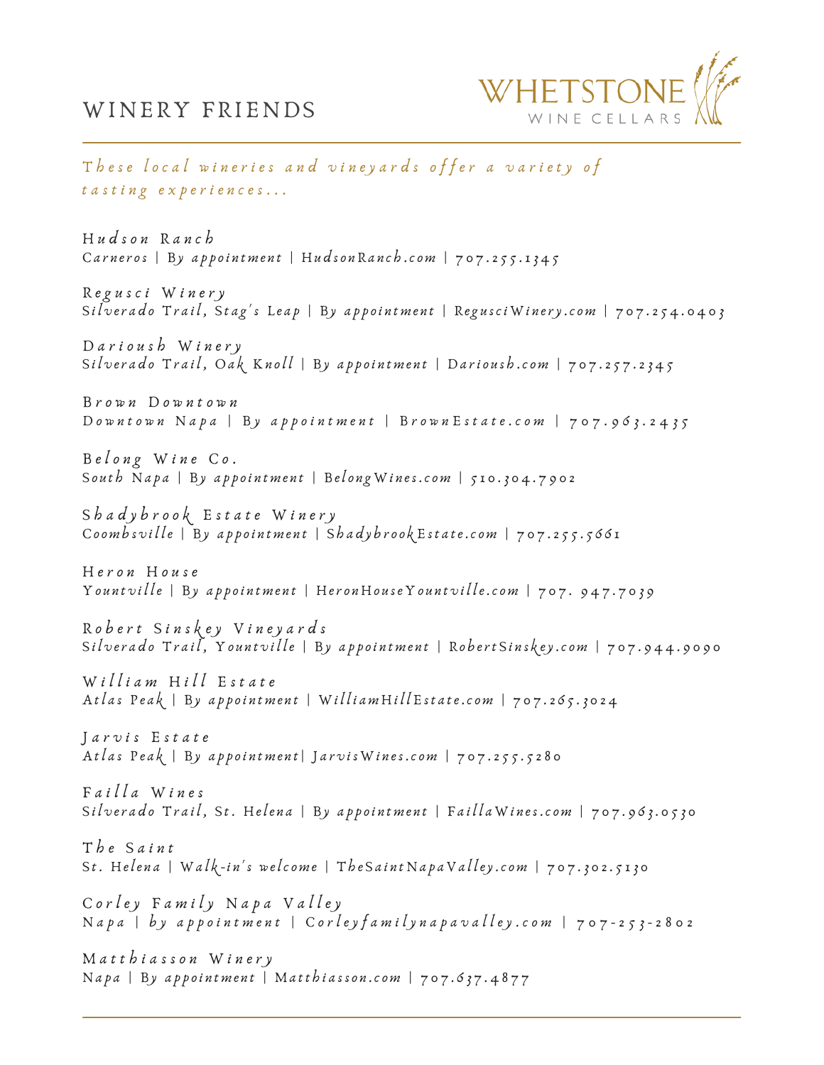# WINERY FRIENDS

WHETSTONE
WINE CELLARS

*These local wineries and vineyards offer a variety of tasting experiences...*

**Hudson Ranch**
Carneros | By appointment | HudsonRanch.com | 707.255.1345

**Regusci Winery**
Silverado Trail, Stag's Leap | By appointment | ReguscіWinery.com | 707.254.0403

**Darioush Winery**
Silverado Trail, Oak Knoll | By appointment | Darioush.com | 707.257.2345

**Brown Downtown**
Downtown Napa | By appointment | BrownEstate.com | 707.963.2435

**Belong Wine Co.**
South Napa | By appointment | BelongWines.com | 510.304.7902

**Shadybrook Estate Winery**
Coombsville | By appointment | ShadybrookEstate.com | 707.255.5661

**Heron House**
Yountville | By appointment | HeronHouseYountville.com | 707. 947.7039

**Robert Sinskey Vineyards**
Silverado Trail, Yountville | By appointment | RobertSinskey.com | 707.944.9090

**William Hill Estate**
Atlas Peak | By appointment | WilliamHillEstate.com | 707.265.3024

**Jarvis Estate**
Atlas Peak | By appointment| JarvisWines.com | 707.255.5280

**Failla Wines**
Silverado Trail, St. Helena | By appointment | FaillaWines.com | 707.963.0530

**The Saint**
St. Helena | Walk-in's welcome | TheSaintNapaValley.com | 707.302.5130

**Corley Family Napa Valley**
Napa | by appointment | Corleyfamilynapavalley.com | 707-253-2802

**Matthiasson Winery**
Napa | By appointment | Matthiasson.com | 707.637.4877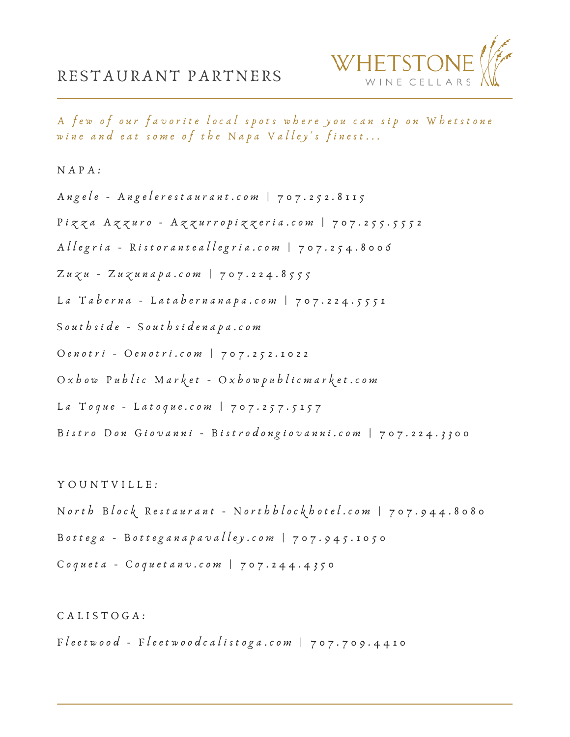# RESTAURANT PARTNERS

WHETSTONE
WINE CELLARS

*A few of our favorite local spots where you can sip on Whetstone wine and eat some of the Napa Valley's finest...*

NAPA:

Angele - Angelerestaurant.com | 707.252.8115

Pizza Azzuro - Azzurropizzeria.com | 707.255.5552

Allegria - Ristoranteallegria.com | 707.254.8006

Zuzu - Zuzunapa.com | 707.224.8555

La Taberna - Latabernanapa.com | 707.224.5551

Southside - Southsidenapa.com

Oenotri - Oenotri.com | 707.252.1022

Oxbow Public Market - Oxbowpublicmarket.com

La Toque - Latoque.com | 707.257.5157

Bistro Don Giovanni - Bistrodongiovanni.com | 707.224.3300

YOUNTVILLE:

North Block Restaurant - Northblockhotel.com | 707.944.8080

Bottega - Botteganapavalley.com | 707.945.1050

Coqueta - Coquetanv.com | 707.244.4350

CALISTOGA:

Fleetwood - Fleetwoodcalistoga.com | 707.709.4410